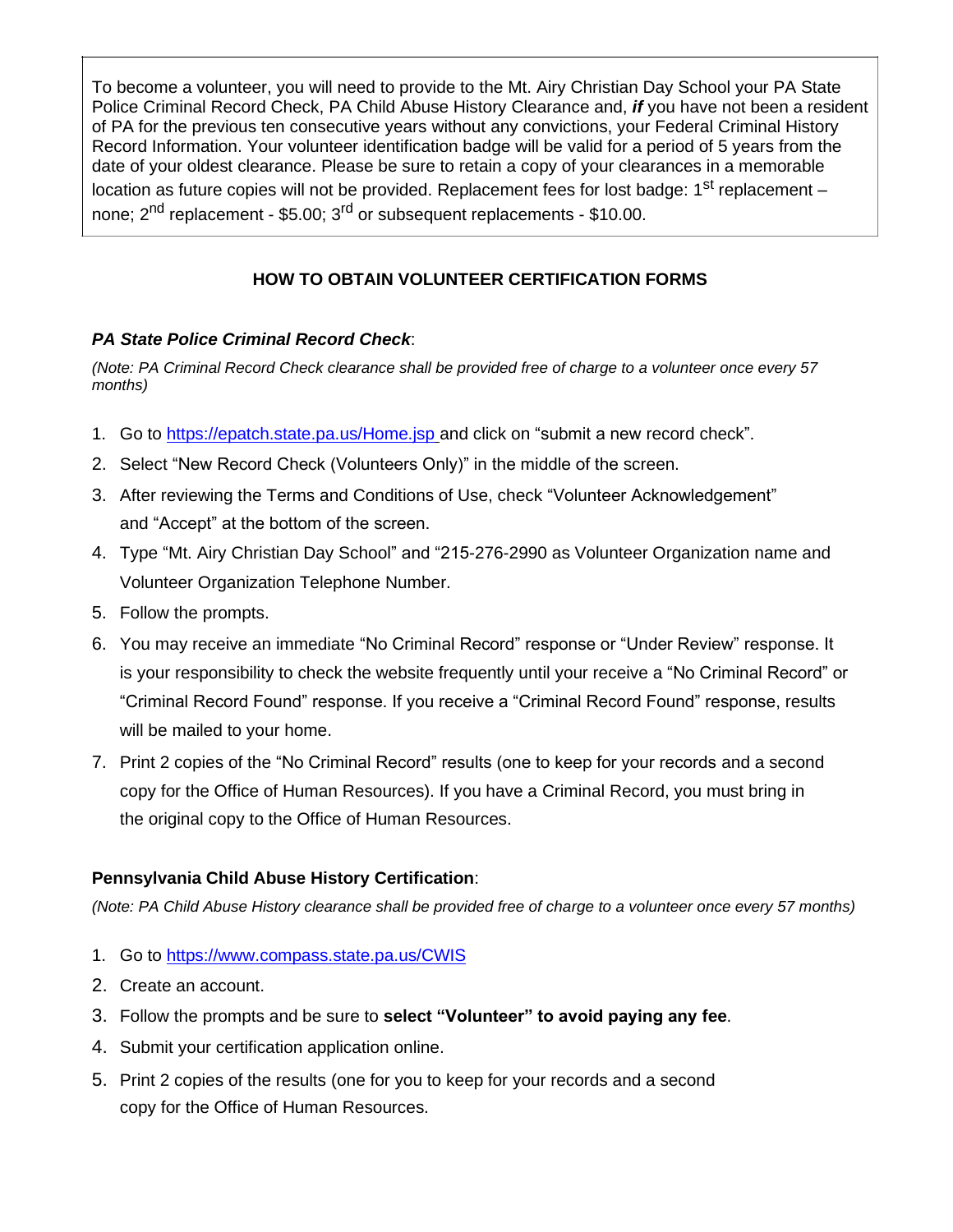To become a volunteer, you will need to provide to the Mt. Airy Christian Day School your PA State Police Criminal Record Check, PA Child Abuse History Clearance and, ***if*** you have not been a resident of PA for the previous ten consecutive years without any convictions, your Federal Criminal History Record Information. Your volunteer identification badge will be valid for a period of 5 years from the date of your oldest clearance. Please be sure to retain a copy of your clearances in a memorable location as future copies will not be provided. Replacement fees for lost badge: 1st replacement – none; 2nd replacement - $5.00; 3rd or subsequent replacements - $10.00.

## HOW TO OBTAIN VOLUNTEER CERTIFICATION FORMS

***PA State Police Criminal Record Check***:

*(Note: PA Criminal Record Check clearance shall be provided free of charge to a volunteer once every 57 months)*

1. Go to https://epatch.state.pa.us/Home.jsp and click on "submit a new record check".
2. Select "New Record Check (Volunteers Only)" in the middle of the screen.
3. After reviewing the Terms and Conditions of Use, check "Volunteer Acknowledgement" and "Accept" at the bottom of the screen.
4. Type "Mt. Airy Christian Day School" and "215-276-2990 as Volunteer Organization name and Volunteer Organization Telephone Number.
5. Follow the prompts.
6. You may receive an immediate "No Criminal Record" response or "Under Review" response. It is your responsibility to check the website frequently until your receive a "No Criminal Record" or "Criminal Record Found" response. If you receive a "Criminal Record Found" response, results will be mailed to your home.
7. Print 2 copies of the "No Criminal Record" results (one to keep for your records and a second copy for the Office of Human Resources). If you have a Criminal Record, you must bring in the original copy to the Office of Human Resources.

**Pennsylvania Child Abuse History Certification**:

*(Note: PA Child Abuse History clearance shall be provided free of charge to a volunteer once every 57 months)*

1. Go to https://www.compass.state.pa.us/CWIS
2. Create an account.
3. Follow the prompts and be sure to **select "Volunteer" to avoid paying any fee**.
4. Submit your certification application online.
5. Print 2 copies of the results (one for you to keep for your records and a second copy for the Office of Human Resources.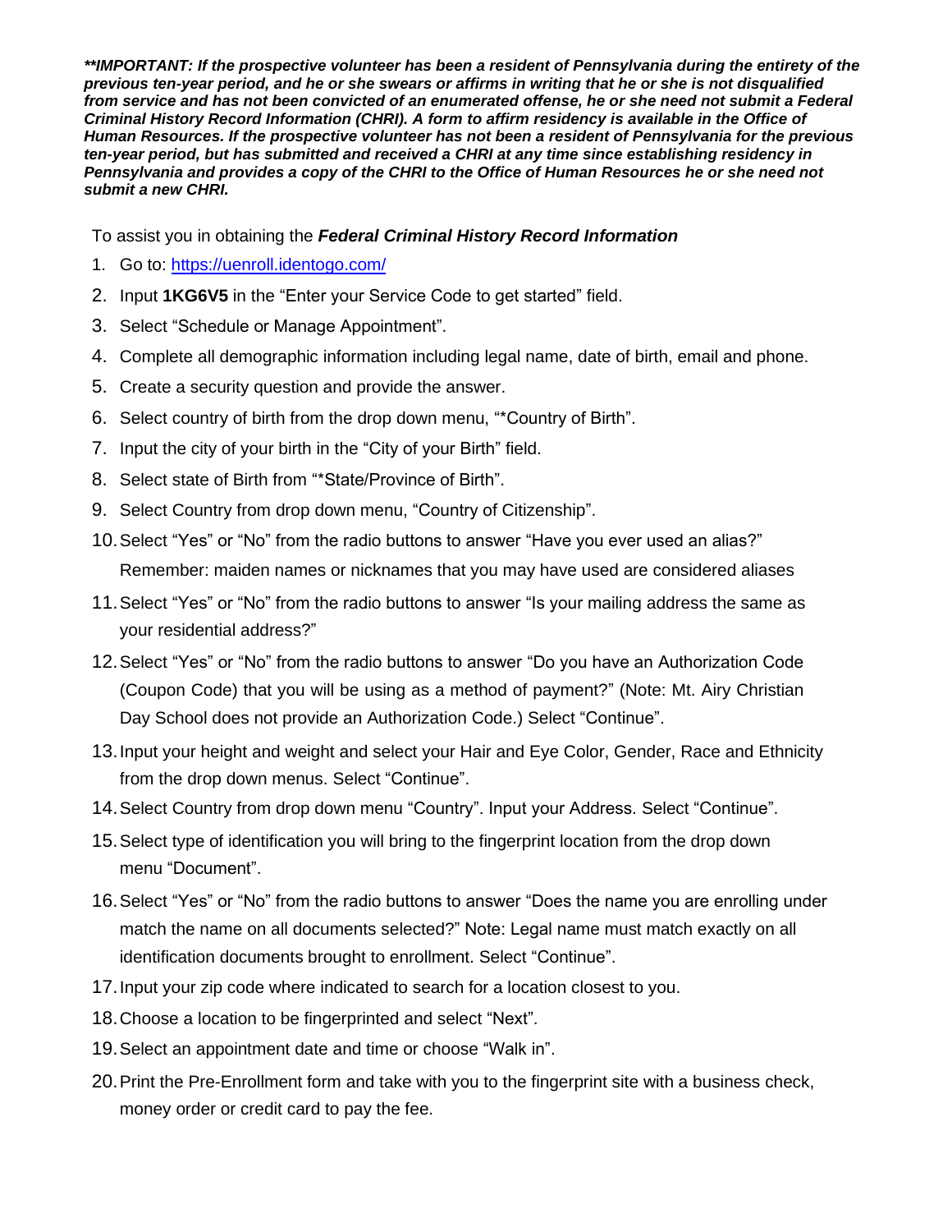***\*IMPORTANT: If the prospective volunteer has been a resident of Pennsylvania during the entirety of the previous ten-year period, and he or she swears or affirms in writing that he or she is not disqualified from service and has not been convicted of an enumerated offense, he or she need not submit a Federal Criminal History Record Information (CHRI). A form to affirm residency is available in the Office of Human Resources. If the prospective volunteer has not been a resident of Pennsylvania for the previous ten-year period, but has submitted and received a CHRI at any time since establishing residency in Pennsylvania and provides a copy of the CHRI to the Office of Human Resources he or she need not submit a new CHRI.***

To assist you in obtaining the ***Federal Criminal History Record Information***

1. Go to: [https://uenroll.identogo.com/](https://uenroll.identogo.com/)
2. Input **1KG6V5** in the "Enter your Service Code to get started" field.
3. Select "Schedule or Manage Appointment".
4. Complete all demographic information including legal name, date of birth, email and phone.
5. Create a security question and provide the answer.
6. Select country of birth from the drop down menu, "*Country of Birth".
7. Input the city of your birth in the "City of your Birth" field.
8. Select state of Birth from "*State/Province of Birth".
9. Select Country from drop down menu, "Country of Citizenship".
10. Select "Yes" or "No" from the radio buttons to answer "Have you ever used an alias?" Remember: maiden names or nicknames that you may have used are considered aliases
11. Select "Yes" or "No" from the radio buttons to answer "Is your mailing address the same as your residential address?"
12. Select "Yes" or "No" from the radio buttons to answer "Do you have an Authorization Code (Coupon Code) that you will be using as a method of payment?" (Note: Mt. Airy Christian Day School does not provide an Authorization Code.) Select "Continue".
13. Input your height and weight and select your Hair and Eye Color, Gender, Race and Ethnicity from the drop down menus. Select "Continue".
14. Select Country from drop down menu "Country". Input your Address. Select "Continue".
15. Select type of identification you will bring to the fingerprint location from the drop down menu "Document".
16. Select "Yes" or "No" from the radio buttons to answer "Does the name you are enrolling under match the name on all documents selected?" Note: Legal name must match exactly on all identification documents brought to enrollment. Select "Continue".
17. Input your zip code where indicated to search for a location closest to you.
18. Choose a location to be fingerprinted and select "Next".
19. Select an appointment date and time or choose "Walk in".
20. Print the Pre-Enrollment form and take with you to the fingerprint site with a business check, money order or credit card to pay the fee.